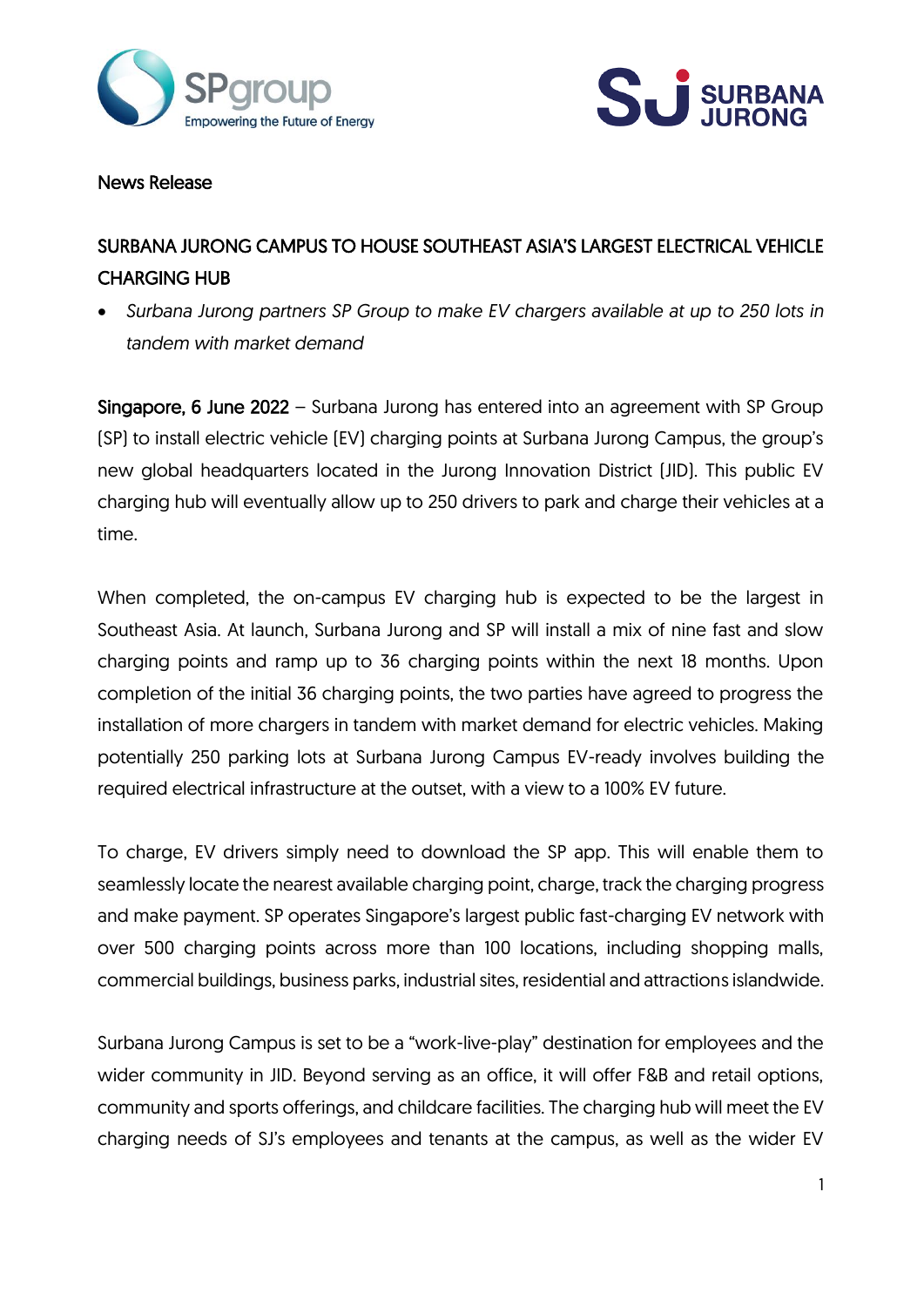News Release

# SURBANA JURONG CAMPUS TO HOUSE SOUTHEAST ASIA'S LARGEST ELECTRICAL VEHICLE CHARGING HUB

- *Surbana Jurong partners SP Group to make EV chargers available at up to 250 lots in tandem with market demand*

**Singapore, 6 June 2022** – Surbana Jurong has entered into an agreement with SP Group (SP) to install electric vehicle (EV) charging points at Surbana Jurong Campus, the group's new global headquarters located in the Jurong Innovation District (JID). This public EV charging hub will eventually allow up to 250 drivers to park and charge their vehicles at a time.

When completed, the on-campus EV charging hub is expected to be the largest in Southeast Asia. At launch, Surbana Jurong and SP will install a mix of nine fast and slow charging points and ramp up to 36 charging points within the next 18 months. Upon completion of the initial 36 charging points, the two parties have agreed to progress the installation of more chargers in tandem with market demand for electric vehicles. Making potentially 250 parking lots at Surbana Jurong Campus EV-ready involves building the required electrical infrastructure at the outset, with a view to a 100% EV future.

To charge, EV drivers simply need to download the SP app. This will enable them to seamlessly locate the nearest available charging point, charge, track the charging progress and make payment. SP operates Singapore's largest public fast-charging EV network with over 500 charging points across more than 100 locations, including shopping malls, commercial buildings, business parks, industrial sites, residential and attractions islandwide.

Surbana Jurong Campus is set to be a "work-live-play" destination for employees and the wider community in JID. Beyond serving as an office, it will offer F&B and retail options, community and sports offerings, and childcare facilities. The charging hub will meet the EV charging needs of SJ's employees and tenants at the campus, as well as the wider EV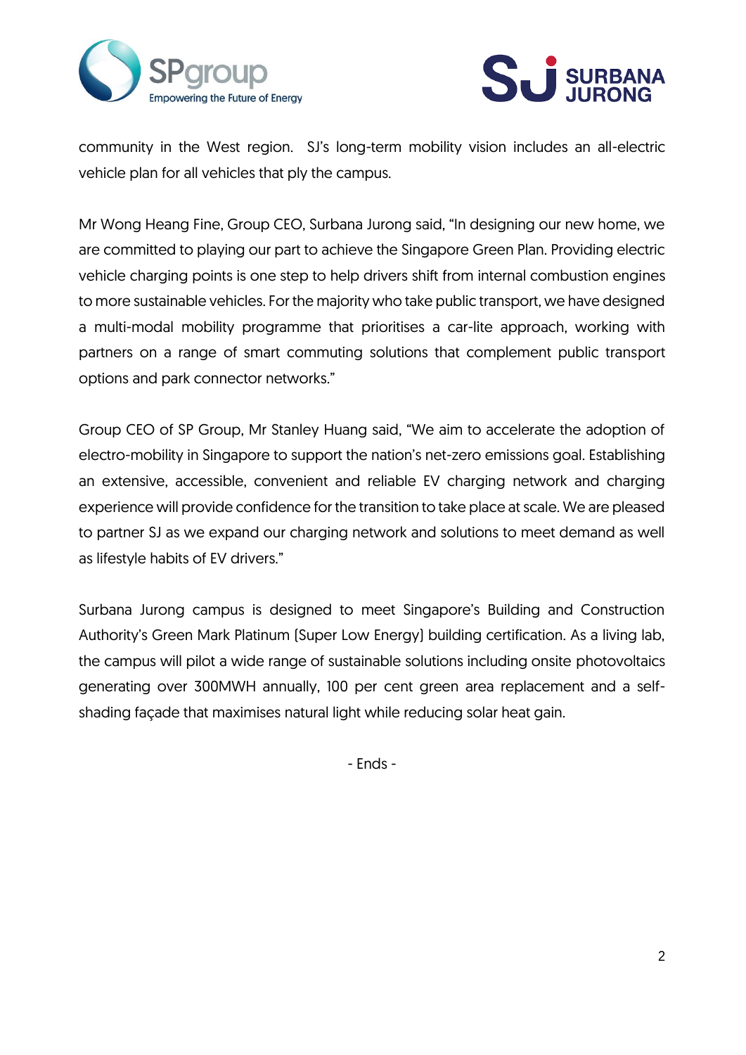community in the West region. SJ's long-term mobility vision includes an all-electric vehicle plan for all vehicles that ply the campus.

Mr Wong Heang Fine, Group CEO, Surbana Jurong said, "In designing our new home, we are committed to playing our part to achieve the Singapore Green Plan. Providing electric vehicle charging points is one step to help drivers shift from internal combustion engines to more sustainable vehicles. For the majority who take public transport, we have designed a multi-modal mobility programme that prioritises a car-lite approach, working with partners on a range of smart commuting solutions that complement public transport options and park connector networks."

Group CEO of SP Group, Mr Stanley Huang said, "We aim to accelerate the adoption of electro-mobility in Singapore to support the nation's net-zero emissions goal. Establishing an extensive, accessible, convenient and reliable EV charging network and charging experience will provide confidence for the transition to take place at scale. We are pleased to partner SJ as we expand our charging network and solutions to meet demand as well as lifestyle habits of EV drivers."

Surbana Jurong campus is designed to meet Singapore's Building and Construction Authority's Green Mark Platinum (Super Low Energy) building certification. As a living lab, the campus will pilot a wide range of sustainable solutions including onsite photovoltaics generating over 300MWH annually, 100 per cent green area replacement and a self-shading façade that maximises natural light while reducing solar heat gain.

- Ends -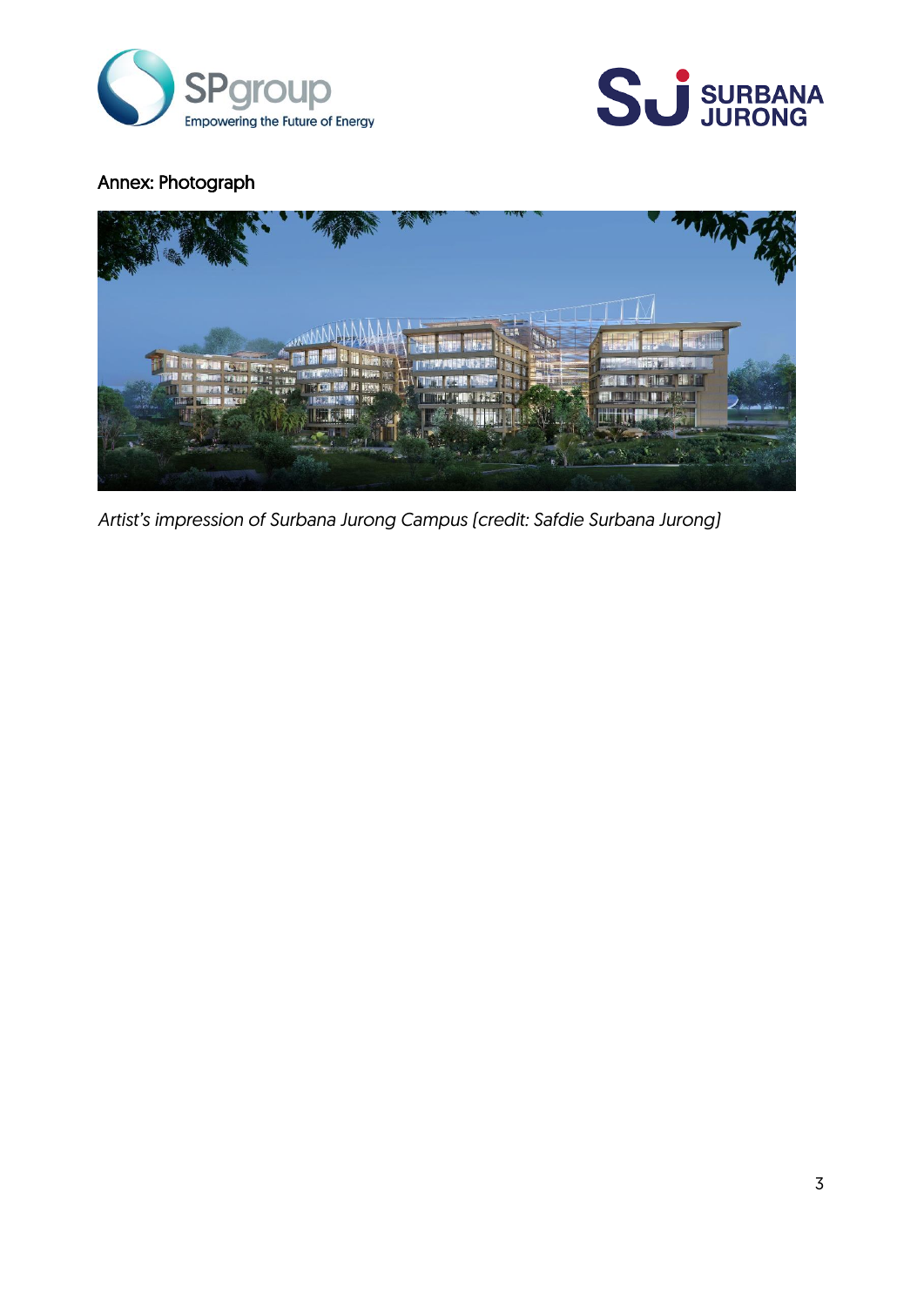Annex: Photograph

*Artist's impression of Surbana Jurong Campus [credit: Safdie Surbana Jurong]*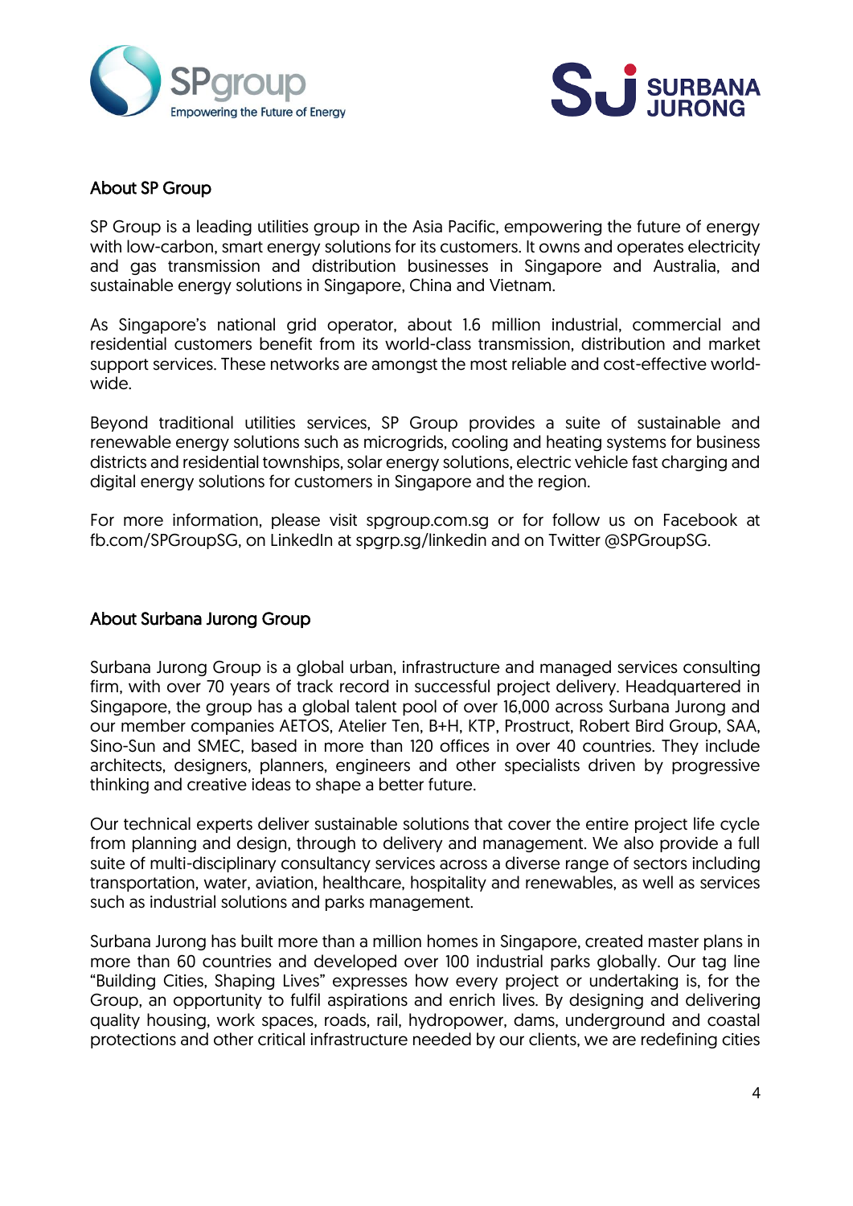## About SP Group

SP Group is a leading utilities group in the Asia Pacific, empowering the future of energy with low-carbon, smart energy solutions for its customers. It owns and operates electricity and gas transmission and distribution businesses in Singapore and Australia, and sustainable energy solutions in Singapore, China and Vietnam.

As Singapore's national grid operator, about 1.6 million industrial, commercial and residential customers benefit from its world-class transmission, distribution and market support services. These networks are amongst the most reliable and cost-effective world-wide.

Beyond traditional utilities services, SP Group provides a suite of sustainable and renewable energy solutions such as microgrids, cooling and heating systems for business districts and residential townships, solar energy solutions, electric vehicle fast charging and digital energy solutions for customers in Singapore and the region.

For more information, please visit spgroup.com.sg or for follow us on Facebook at fb.com/SPGroupSG, on LinkedIn at spgrp.sg/linkedin and on Twitter @SPGroupSG.

## About Surbana Jurong Group

Surbana Jurong Group is a global urban, infrastructure and managed services consulting firm, with over 70 years of track record in successful project delivery. Headquartered in Singapore, the group has a global talent pool of over 16,000 across Surbana Jurong and our member companies AETOS, Atelier Ten, B+H, KTP, Prostruct, Robert Bird Group, SAA, Sino-Sun and SMEC, based in more than 120 offices in over 40 countries. They include architects, designers, planners, engineers and other specialists driven by progressive thinking and creative ideas to shape a better future.

Our technical experts deliver sustainable solutions that cover the entire project life cycle from planning and design, through to delivery and management. We also provide a full suite of multi-disciplinary consultancy services across a diverse range of sectors including transportation, water, aviation, healthcare, hospitality and renewables, as well as services such as industrial solutions and parks management.

Surbana Jurong has built more than a million homes in Singapore, created master plans in more than 60 countries and developed over 100 industrial parks globally. Our tag line "Building Cities, Shaping Lives" expresses how every project or undertaking is, for the Group, an opportunity to fulfil aspirations and enrich lives. By designing and delivering quality housing, work spaces, roads, rail, hydropower, dams, underground and coastal protections and other critical infrastructure needed by our clients, we are redefining cities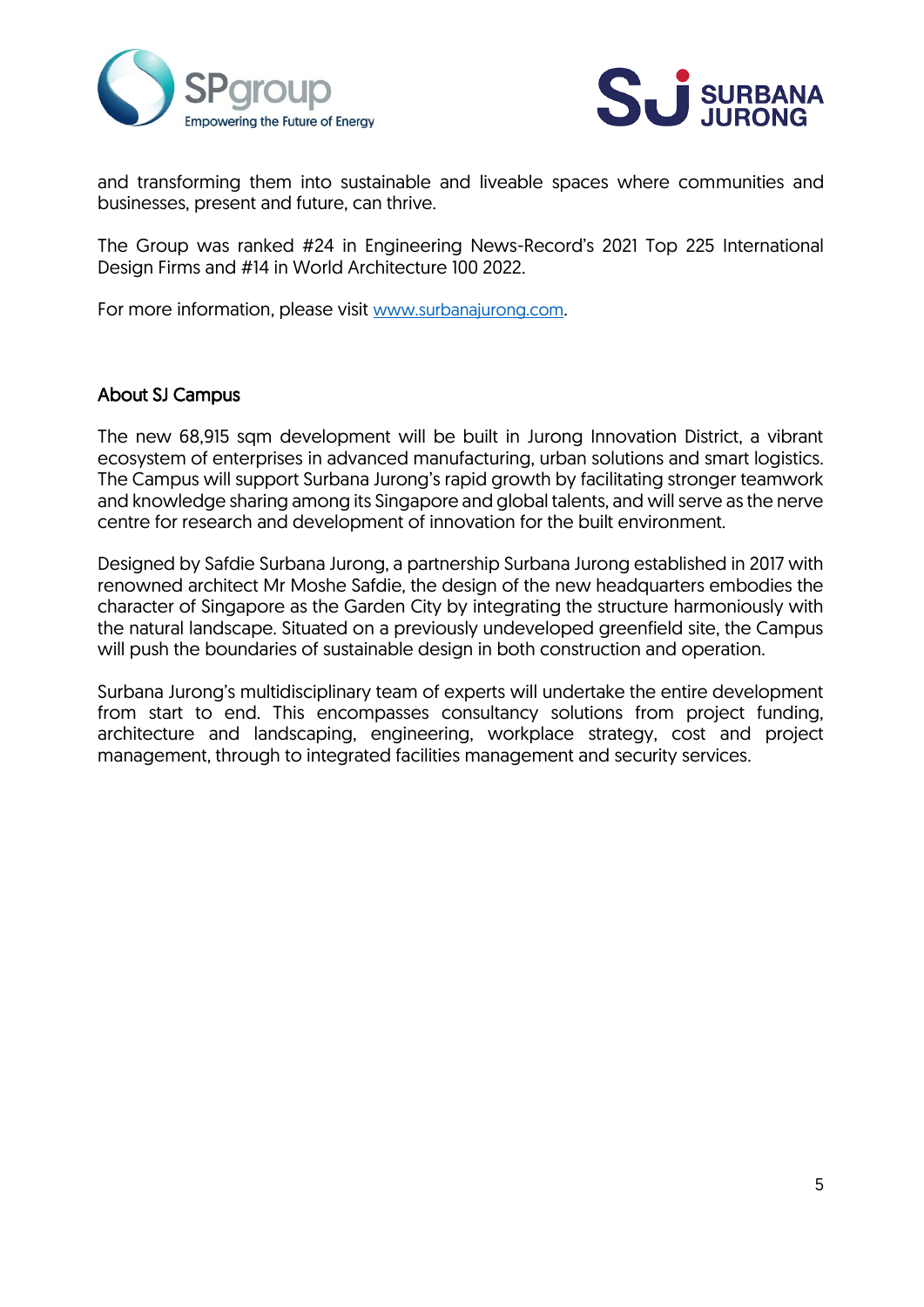and transforming them into sustainable and liveable spaces where communities and businesses, present and future, can thrive.

The Group was ranked #24 in Engineering News-Record's 2021 Top 225 International Design Firms and #14 in World Architecture 100 2022.

For more information, please visit [www.surbanajurong.com](http://www.surbanajurong.com).

## About SJ Campus

The new 68,915 sqm development will be built in Jurong Innovation District, a vibrant ecosystem of enterprises in advanced manufacturing, urban solutions and smart logistics. The Campus will support Surbana Jurong's rapid growth by facilitating stronger teamwork and knowledge sharing among its Singapore and global talents, and will serve as the nerve centre for research and development of innovation for the built environment.

Designed by Safdie Surbana Jurong, a partnership Surbana Jurong established in 2017 with renowned architect Mr Moshe Safdie, the design of the new headquarters embodies the character of Singapore as the Garden City by integrating the structure harmoniously with the natural landscape. Situated on a previously undeveloped greenfield site, the Campus will push the boundaries of sustainable design in both construction and operation.

Surbana Jurong's multidisciplinary team of experts will undertake the entire development from start to end. This encompasses consultancy solutions from project funding, architecture and landscaping, engineering, workplace strategy, cost and project management, through to integrated facilities management and security services.